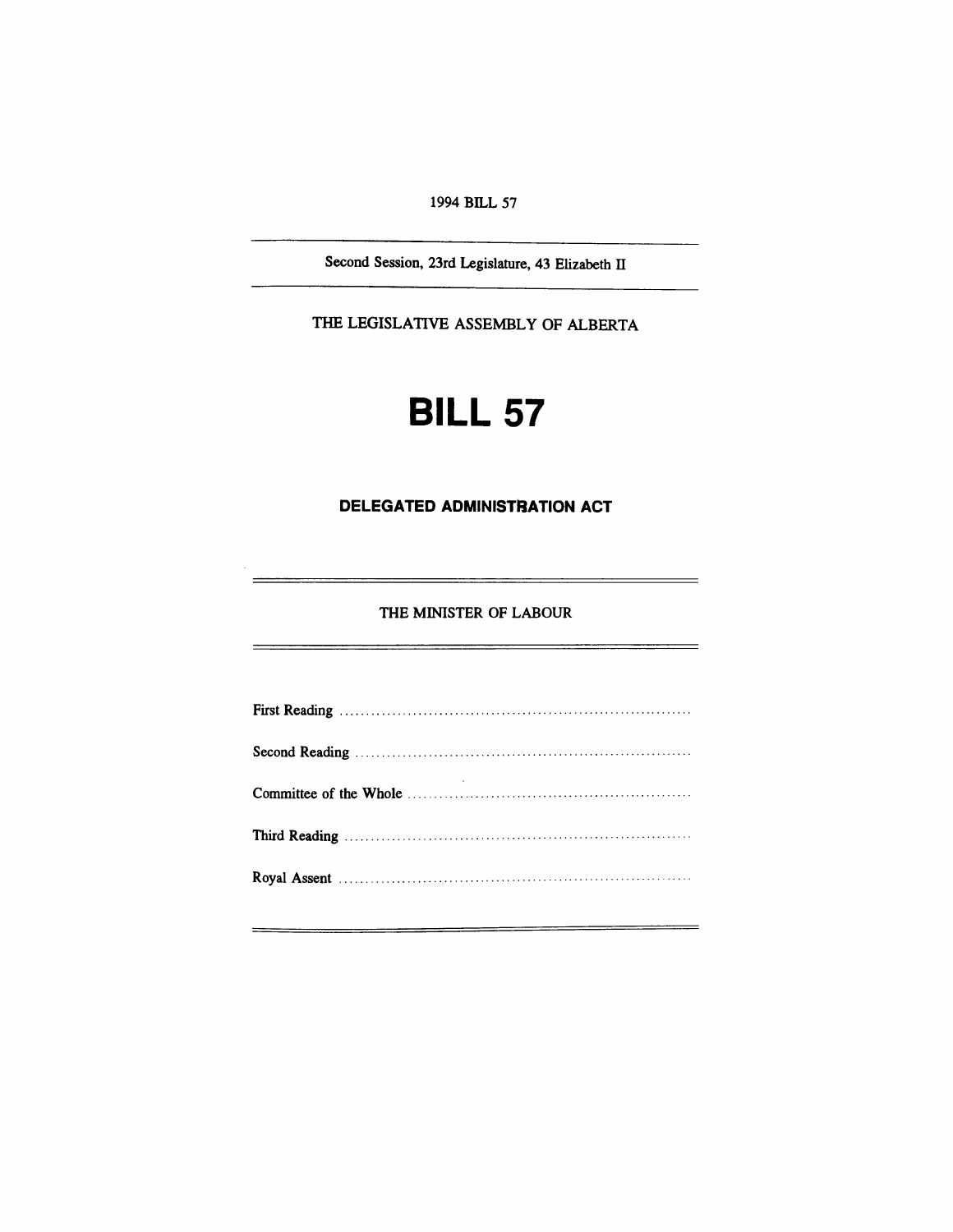1994 BILL 57

Second Session, 23rd Legislature, 43 Elizabeth II

THE LEGISLATIVE ASSEMBLY OF ALBERTA

# BILL 57

## DELEGATED ADMINISTRATION ACT

THE MINISTER OF LABOUR

First Reading ....................................................................

Second Reading ................................................................

Committee of the Whole ......................................................

Third Reading ..................................................................

Royal Assent ...................................................................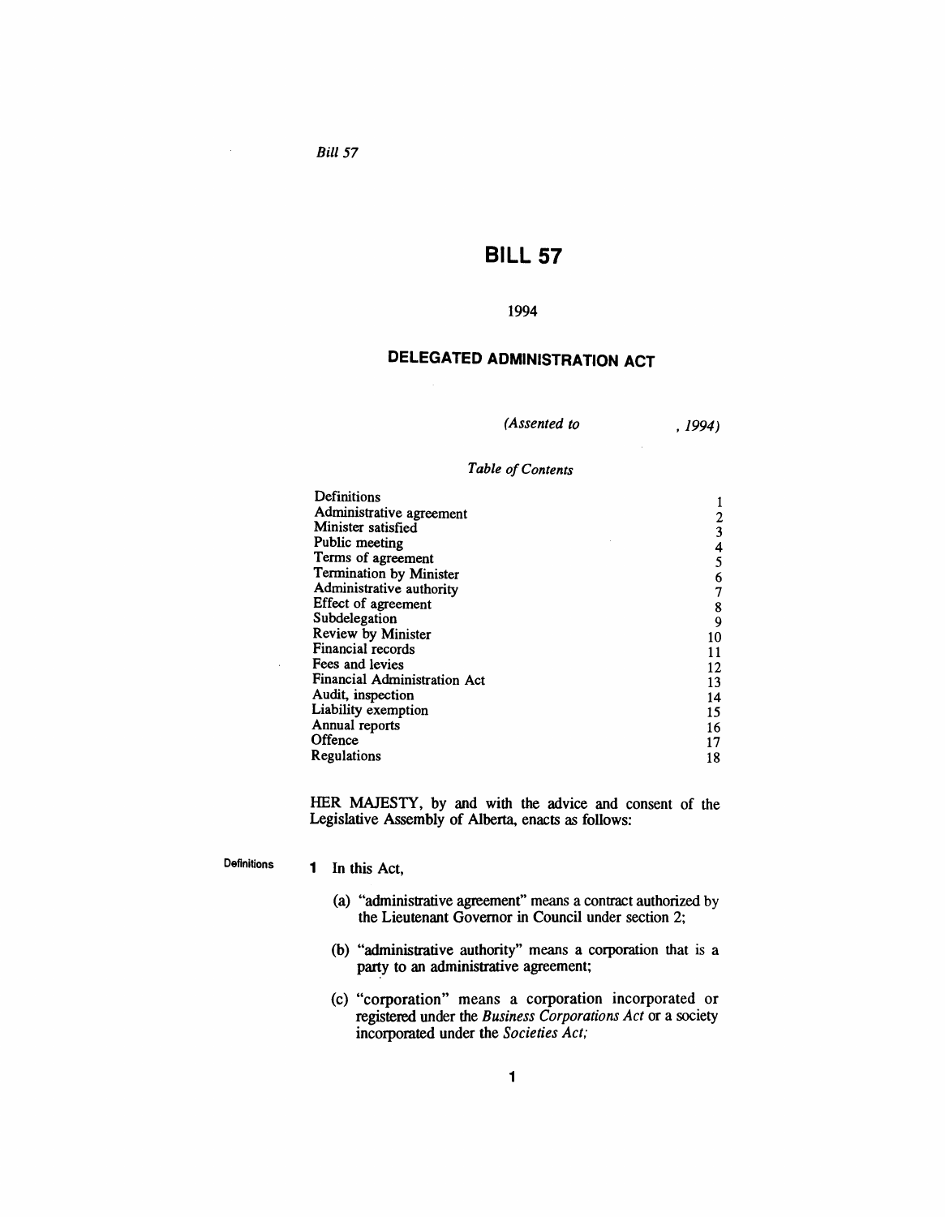*Bill 57*

# BILL 57

1994

## DELEGATED ADMINISTRATION ACT

*(Assented to , 1994)*

*Table of Contents*

| | |
|---|---|
| Definitions | 1 |
| Administrative agreement | 2 |
| Minister satisfied | 3 |
| Public meeting | 4 |
| Terms of agreement | 5 |
| Termination by Minister | 6 |
| Administrative authority | 7 |
| Effect of agreement | 8 |
| Subdelegation | 9 |
| Review by Minister | 10 |
| Financial records | 11 |
| Fees and levies | 12 |
| Financial Administration Act | 13 |
| Audit, inspection | 14 |
| Liability exemption | 15 |
| Annual reports | 16 |
| Offence | 17 |
| Regulations | 18 |

HER MAJESTY, by and with the advice and consent of the Legislative Assembly of Alberta, enacts as follows:

Definitions

**1** In this Act,

(a) "administrative agreement" means a contract authorized by the Lieutenant Governor in Council under section 2;

(b) "administrative authority" means a corporation that is a party to an administrative agreement;

(c) "corporation" means a corporation incorporated or registered under the *Business Corporations Act* or a society incorporated under the *Societies Act;*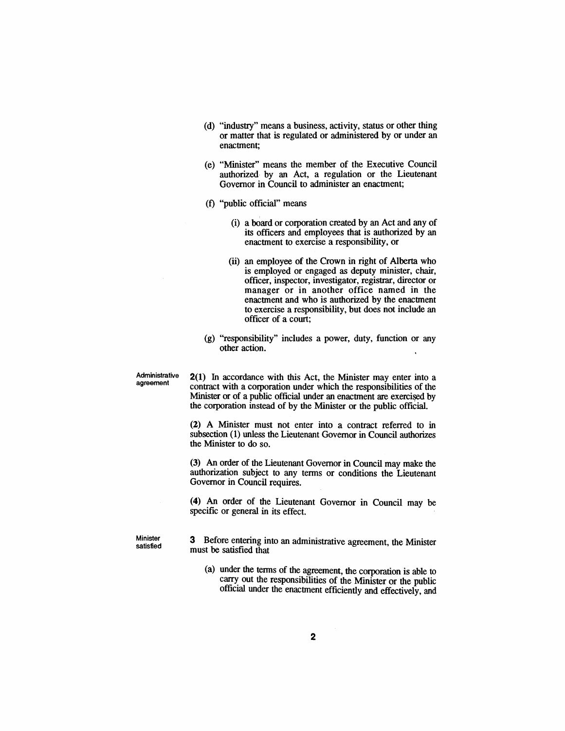(d) "industry" means a business, activity, status or other thing or matter that is regulated or administered by or under an enactment;

(e) "Minister" means the member of the Executive Council authorized by an Act, a regulation or the Lieutenant Governor in Council to administer an enactment;

(f) "public official" means

(i) a board or corporation created by an Act and any of its officers and employees that is authorized by an enactment to exercise a responsibility, or

(ii) an employee of the Crown in right of Alberta who is employed or engaged as deputy minister, chair, officer, inspector, investigator, registrar, director or manager or in another office named in the enactment and who is authorized by the enactment to exercise a responsibility, but does not include an officer of a court;

(g) "responsibility" includes a power, duty, function or any other action.

**Administrative agreement**

**2(1)** In accordance with this Act, the Minister may enter into a contract with a corporation under which the responsibilities of the Minister or of a public official under an enactment are exercised by the corporation instead of by the Minister or the public official.

**(2)** A Minister must not enter into a contract referred to in subsection (1) unless the Lieutenant Governor in Council authorizes the Minister to do so.

**(3)** An order of the Lieutenant Governor in Council may make the authorization subject to any terms or conditions the Lieutenant Governor in Council requires.

**(4)** An order of the Lieutenant Governor in Council may be specific or general in its effect.

**Minister satisfied**

**3** Before entering into an administrative agreement, the Minister must be satisfied that

(a) under the terms of the agreement, the corporation is able to carry out the responsibilities of the Minister or the public official under the enactment efficiently and effectively, and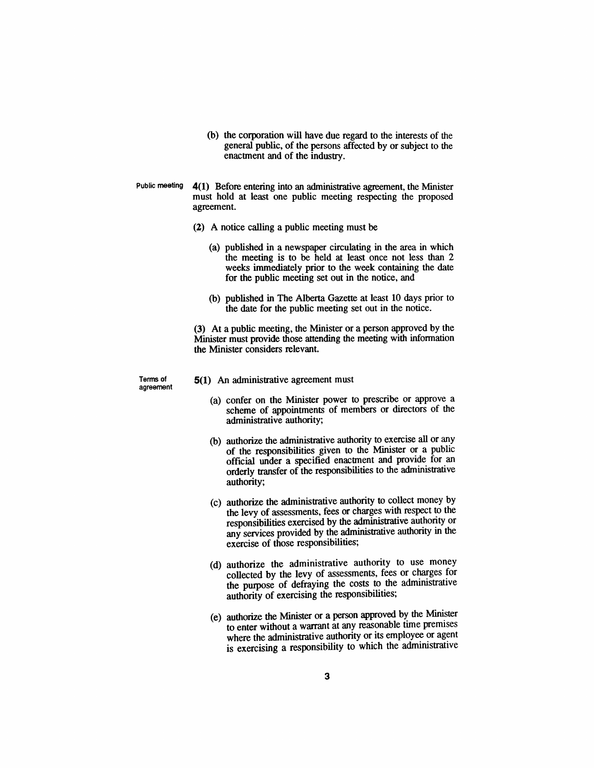(b) the corporation will have due regard to the interests of the general public, of the persons affected by or subject to the enactment and of the industry.

Public meeting

**4(1)** Before entering into an administrative agreement, the Minister must hold at least one public meeting respecting the proposed agreement.

**(2)** A notice calling a public meeting must be

(a) published in a newspaper circulating in the area in which the meeting is to be held at least once not less than 2 weeks immediately prior to the week containing the date for the public meeting set out in the notice, and

(b) published in The Alberta Gazette at least 10 days prior to the date for the public meeting set out in the notice.

**(3)** At a public meeting, the Minister or a person approved by the Minister must provide those attending the meeting with information the Minister considers relevant.

Terms of agreement

**5(1)** An administrative agreement must

(a) confer on the Minister power to prescribe or approve a scheme of appointments of members or directors of the administrative authority;

(b) authorize the administrative authority to exercise all or any of the responsibilities given to the Minister or a public official under a specified enactment and provide for an orderly transfer of the responsibilities to the administrative authority;

(c) authorize the administrative authority to collect money by the levy of assessments, fees or charges with respect to the responsibilities exercised by the administrative authority or any services provided by the administrative authority in the exercise of those responsibilities;

(d) authorize the administrative authority to use money collected by the levy of assessments, fees or charges for the purpose of defraying the costs to the administrative authority of exercising the responsibilities;

(e) authorize the Minister or a person approved by the Minister to enter without a warrant at any reasonable time premises where the administrative authority or its employee or agent is exercising a responsibility to which the administrative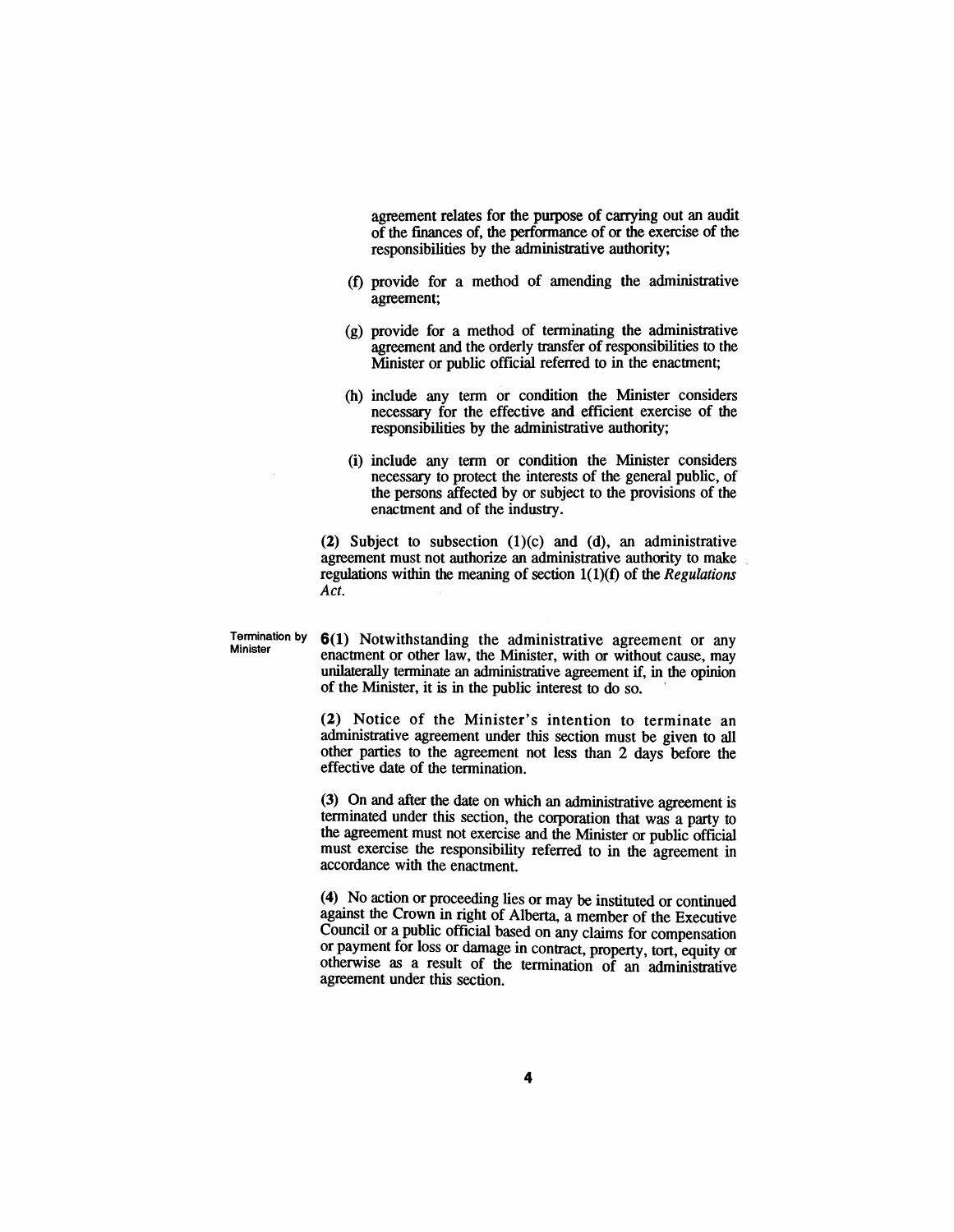agreement relates for the purpose of carrying out an audit of the finances of, the performance of or the exercise of the responsibilities by the administrative authority;

(f) provide for a method of amending the administrative agreement;

(g) provide for a method of terminating the administrative agreement and the orderly transfer of responsibilities to the Minister or public official referred to in the enactment;

(h) include any term or condition the Minister considers necessary for the effective and efficient exercise of the responsibilities by the administrative authority;

(i) include any term or condition the Minister considers necessary to protect the interests of the general public, of the persons affected by or subject to the provisions of the enactment and of the industry.

**(2)** Subject to subsection (1)(c) and (d), an administrative agreement must not authorize an administrative authority to make regulations within the meaning of section 1(1)(f) of the *Regulations Act*.

**Termination by Minister**

**6(1)** Notwithstanding the administrative agreement or any enactment or other law, the Minister, with or without cause, may unilaterally terminate an administrative agreement if, in the opinion of the Minister, it is in the public interest to do so.

**(2)** Notice of the Minister's intention to terminate an administrative agreement under this section must be given to all other parties to the agreement not less than 2 days before the effective date of the termination.

**(3)** On and after the date on which an administrative agreement is terminated under this section, the corporation that was a party to the agreement must not exercise and the Minister or public official must exercise the responsibility referred to in the agreement in accordance with the enactment.

**(4)** No action or proceeding lies or may be instituted or continued against the Crown in right of Alberta, a member of the Executive Council or a public official based on any claims for compensation or payment for loss or damage in contract, property, tort, equity or otherwise as a result of the termination of an administrative agreement under this section.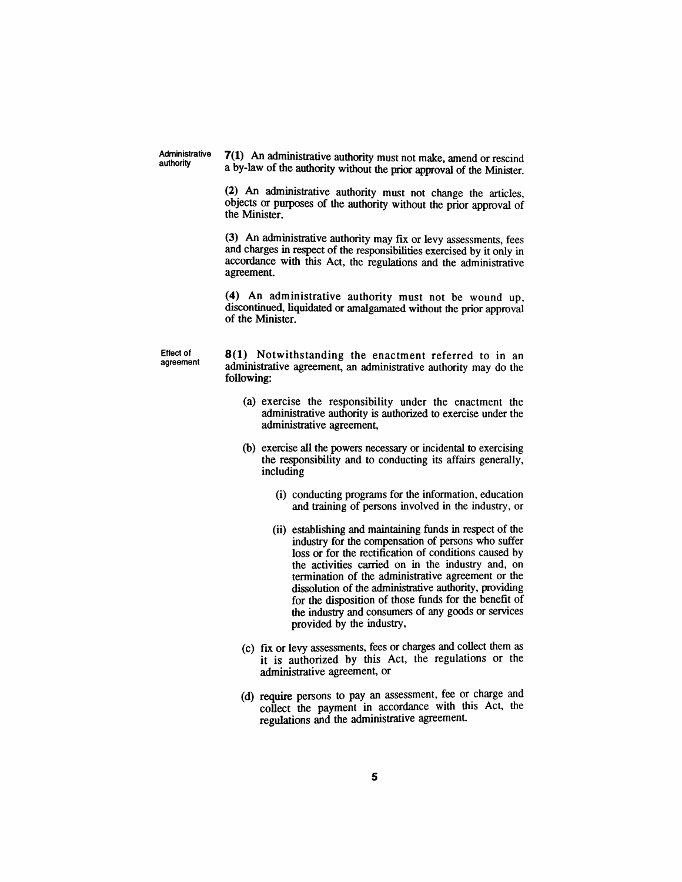Administrative authority

**7(1)** An administrative authority must not make, amend or rescind a by-law of the authority without the prior approval of the Minister.

**(2)** An administrative authority must not change the articles, objects or purposes of the authority without the prior approval of the Minister.

**(3)** An administrative authority may fix or levy assessments, fees and charges in respect of the responsibilities exercised by it only in accordance with this Act, the regulations and the administrative agreement.

**(4)** An administrative authority must not be wound up, discontinued, liquidated or amalgamated without the prior approval of the Minister.

Effect of agreement

**8(1)** Notwithstanding the enactment referred to in an administrative agreement, an administrative authority may do the following:

(a) exercise the responsibility under the enactment the administrative authority is authorized to exercise under the administrative agreement,

(b) exercise all the powers necessary or incidental to exercising the responsibility and to conducting its affairs generally, including

(i) conducting programs for the information, education and training of persons involved in the industry, or

(ii) establishing and maintaining funds in respect of the industry for the compensation of persons who suffer loss or for the rectification of conditions caused by the activities carried on in the industry and, on termination of the administrative agreement or the dissolution of the administrative authority, providing for the disposition of those funds for the benefit of the industry and consumers of any goods or services provided by the industry,

(c) fix or levy assessments, fees or charges and collect them as it is authorized by this Act, the regulations or the administrative agreement, or

(d) require persons to pay an assessment, fee or charge and collect the payment in accordance with this Act, the regulations and the administrative agreement.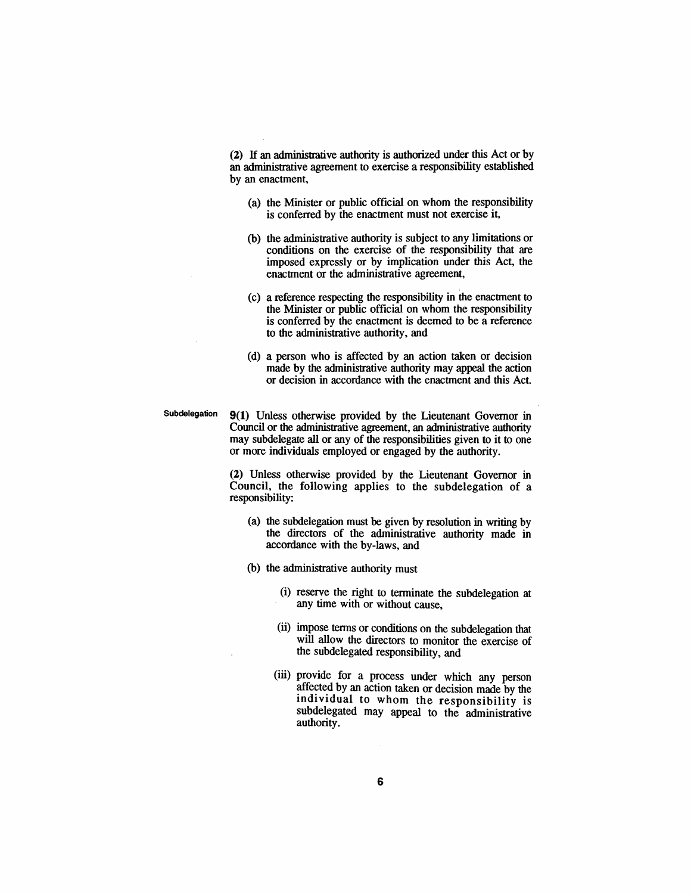(2) If an administrative authority is authorized under this Act or by an administrative agreement to exercise a responsibility established by an enactment,

(a) the Minister or public official on whom the responsibility is conferred by the enactment must not exercise it,

(b) the administrative authority is subject to any limitations or conditions on the exercise of the responsibility that are imposed expressly or by implication under this Act, the enactment or the administrative agreement,

(c) a reference respecting the responsibility in the enactment to the Minister or public official on whom the responsibility is conferred by the enactment is deemed to be a reference to the administrative authority, and

(d) a person who is affected by an action taken or decision made by the administrative authority may appeal the action or decision in accordance with the enactment and this Act.

**Subdelegation**

**9(1)** Unless otherwise provided by the Lieutenant Governor in Council or the administrative agreement, an administrative authority may subdelegate all or any of the responsibilities given to it to one or more individuals employed or engaged by the authority.

**(2)** Unless otherwise provided by the Lieutenant Governor in Council, the following applies to the subdelegation of a responsibility:

(a) the subdelegation must be given by resolution in writing by the directors of the administrative authority made in accordance with the by-laws, and

(b) the administrative authority must

(i) reserve the right to terminate the subdelegation at any time with or without cause,

(ii) impose terms or conditions on the subdelegation that will allow the directors to monitor the exercise of the subdelegated responsibility, and

(iii) provide for a process under which any person affected by an action taken or decision made by the individual to whom the responsibility is subdelegated may appeal to the administrative authority.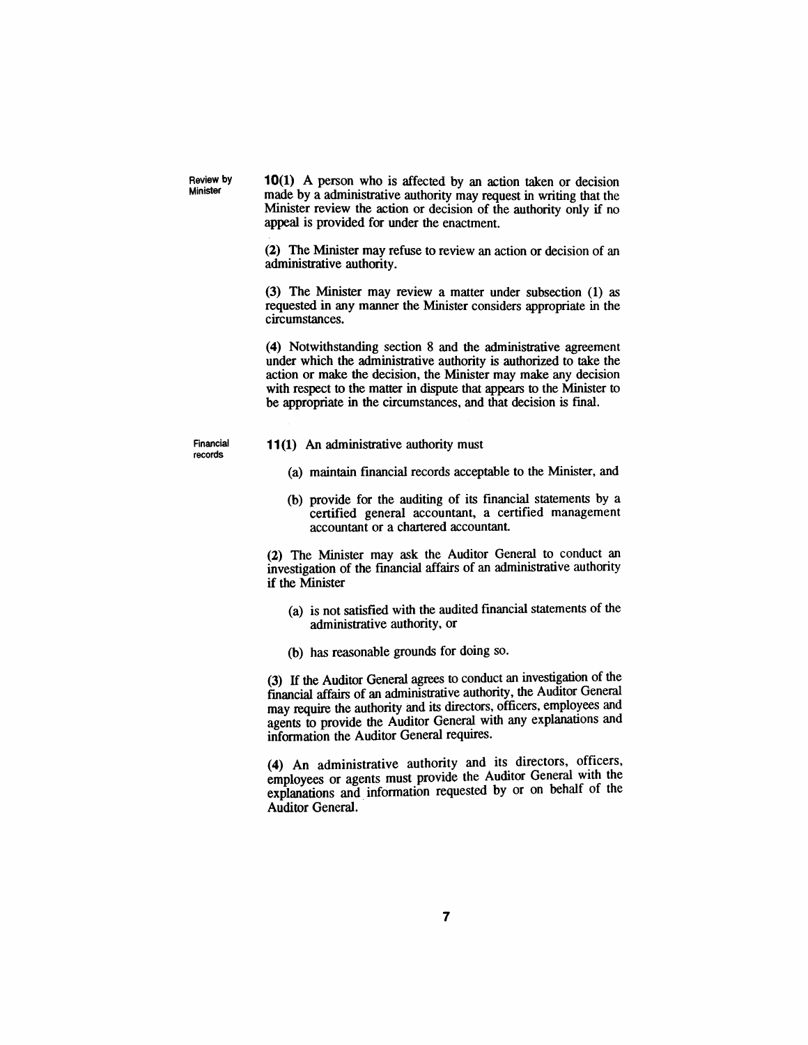**Review by Minister**

**10(1)** A person who is affected by an action taken or decision made by a administrative authority may request in writing that the Minister review the action or decision of the authority only if no appeal is provided for under the enactment.

(2) The Minister may refuse to review an action or decision of an administrative authority.

(3) The Minister may review a matter under subsection (1) as requested in any manner the Minister considers appropriate in the circumstances.

(4) Notwithstanding section 8 and the administrative agreement under which the administrative authority is authorized to take the action or make the decision, the Minister may make any decision with respect to the matter in dispute that appears to the Minister to be appropriate in the circumstances, and that decision is final.

**Financial records**

**11(1)** An administrative authority must

(a) maintain financial records acceptable to the Minister, and

(b) provide for the auditing of its financial statements by a certified general accountant, a certified management accountant or a chartered accountant.

(2) The Minister may ask the Auditor General to conduct an investigation of the financial affairs of an administrative authority if the Minister

(a) is not satisfied with the audited financial statements of the administrative authority, or

(b) has reasonable grounds for doing so.

(3) If the Auditor General agrees to conduct an investigation of the financial affairs of an administrative authority, the Auditor General may require the authority and its directors, officers, employees and agents to provide the Auditor General with any explanations and information the Auditor General requires.

(4) An administrative authority and its directors, officers, employees or agents must provide the Auditor General with the explanations and information requested by or on behalf of the Auditor General.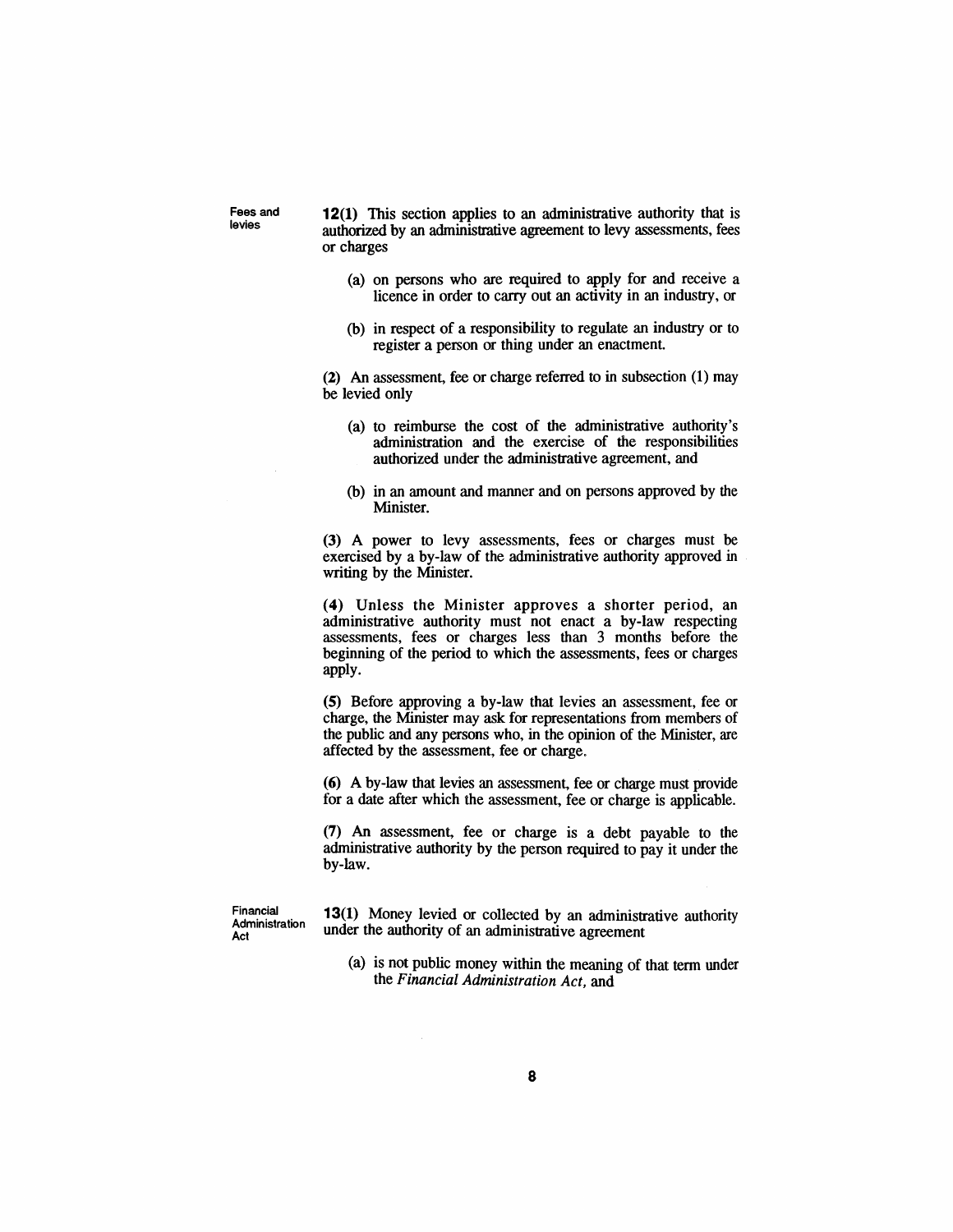**Fees and levies**

**12(1)** This section applies to an administrative authority that is authorized by an administrative agreement to levy assessments, fees or charges

(a) on persons who are required to apply for and receive a licence in order to carry out an activity in an industry, or

(b) in respect of a responsibility to regulate an industry or to register a person or thing under an enactment.

**(2)** An assessment, fee or charge referred to in subsection (1) may be levied only

(a) to reimburse the cost of the administrative authority's administration and the exercise of the responsibilities authorized under the administrative agreement, and

(b) in an amount and manner and on persons approved by the Minister.

**(3)** A power to levy assessments, fees or charges must be exercised by a by-law of the administrative authority approved in writing by the Minister.

**(4)** Unless the Minister approves a shorter period, an administrative authority must not enact a by-law respecting assessments, fees or charges less than 3 months before the beginning of the period to which the assessments, fees or charges apply.

**(5)** Before approving a by-law that levies an assessment, fee or charge, the Minister may ask for representations from members of the public and any persons who, in the opinion of the Minister, are affected by the assessment, fee or charge.

**(6)** A by-law that levies an assessment, fee or charge must provide for a date after which the assessment, fee or charge is applicable.

**(7)** An assessment, fee or charge is a debt payable to the administrative authority by the person required to pay it under the by-law.

**Financial Administration Act**

**13(1)** Money levied or collected by an administrative authority under the authority of an administrative agreement

(a) is not public money within the meaning of that term under the *Financial Administration Act*, and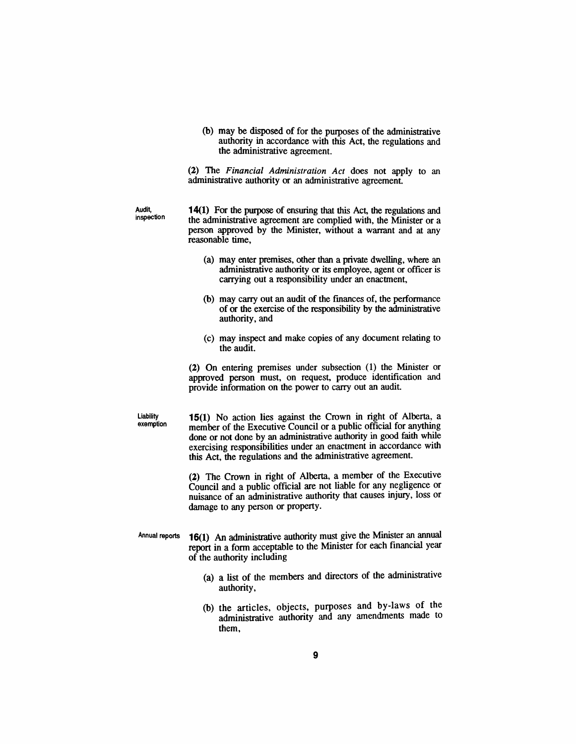(b) may be disposed of for the purposes of the administrative authority in accordance with this Act, the regulations and the administrative agreement.

(2) The *Financial Administration Act* does not apply to an administrative authority or an administrative agreement.

Audit, inspection

**14(1)** For the purpose of ensuring that this Act, the regulations and the administrative agreement are complied with, the Minister or a person approved by the Minister, without a warrant and at any reasonable time,

- (a) may enter premises, other than a private dwelling, where an administrative authority or its employee, agent or officer is carrying out a responsibility under an enactment,
- (b) may carry out an audit of the finances of, the performance of or the exercise of the responsibility by the administrative authority, and
- (c) may inspect and make copies of any document relating to the audit.

(2) On entering premises under subsection (1) the Minister or approved person must, on request, produce identification and provide information on the power to carry out an audit.

Liability exemption

**15(1)** No action lies against the Crown in right of Alberta, a member of the Executive Council or a public official for anything done or not done by an administrative authority in good faith while exercising responsibilities under an enactment in accordance with this Act, the regulations and the administrative agreement.

(2) The Crown in right of Alberta, a member of the Executive Council and a public official are not liable for any negligence or nuisance of an administrative authority that causes injury, loss or damage to any person or property.

Annual reports

**16(1)** An administrative authority must give the Minister an annual report in a form acceptable to the Minister for each financial year of the authority including

- (a) a list of the members and directors of the administrative authority,
- (b) the articles, objects, purposes and by-laws of the administrative authority and any amendments made to them,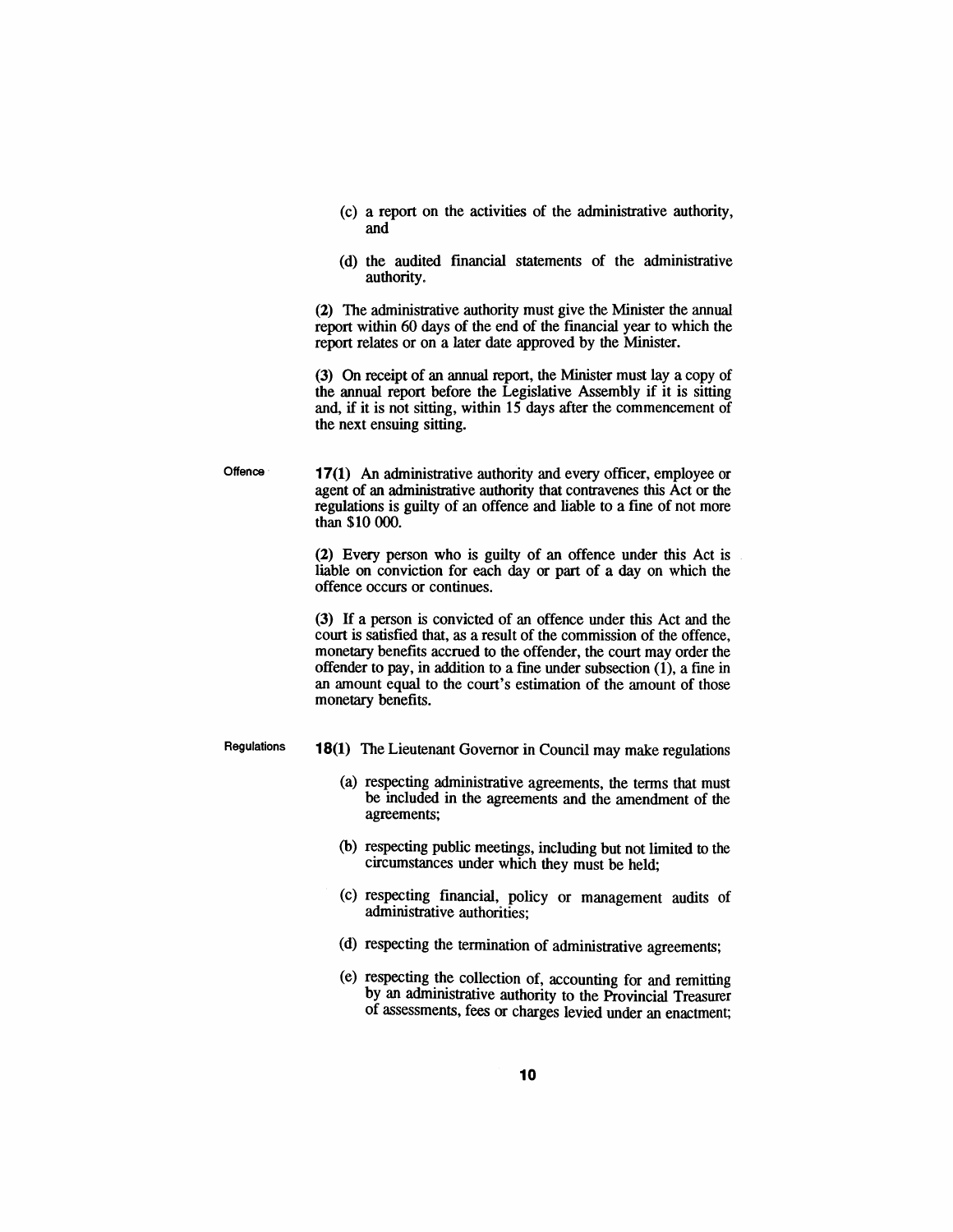(c) a report on the activities of the administrative authority, and

(d) the audited financial statements of the administrative authority.

(2) The administrative authority must give the Minister the annual report within 60 days of the end of the financial year to which the report relates or on a later date approved by the Minister.

(3) On receipt of an annual report, the Minister must lay a copy of the annual report before the Legislative Assembly if it is sitting and, if it is not sitting, within 15 days after the commencement of the next ensuing sitting.

Offence

**17(1)** An administrative authority and every officer, employee or agent of an administrative authority that contravenes this Act or the regulations is guilty of an offence and liable to a fine of not more than $10 000.

(2) Every person who is guilty of an offence under this Act is liable on conviction for each day or part of a day on which the offence occurs or continues.

(3) If a person is convicted of an offence under this Act and the court is satisfied that, as a result of the commission of the offence, monetary benefits accrued to the offender, the court may order the offender to pay, in addition to a fine under subsection (1), a fine in an amount equal to the court's estimation of the amount of those monetary benefits.

Regulations

**18(1)** The Lieutenant Governor in Council may make regulations

(a) respecting administrative agreements, the terms that must be included in the agreements and the amendment of the agreements;

(b) respecting public meetings, including but not limited to the circumstances under which they must be held;

(c) respecting financial, policy or management audits of administrative authorities;

(d) respecting the termination of administrative agreements;

(e) respecting the collection of, accounting for and remitting by an administrative authority to the Provincial Treasurer of assessments, fees or charges levied under an enactment;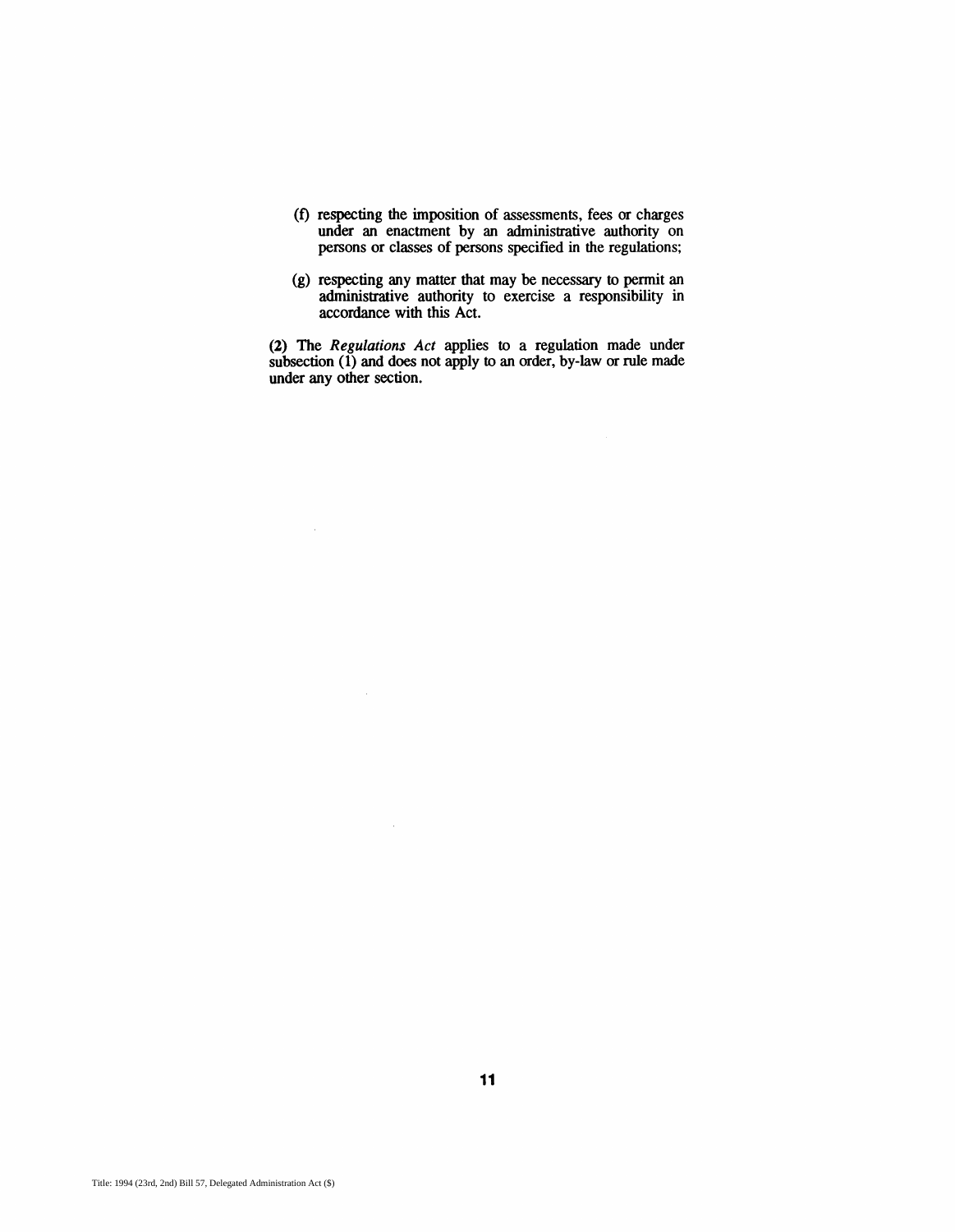(f) respecting the imposition of assessments, fees or charges under an enactment by an administrative authority on persons or classes of persons specified in the regulations;

(g) respecting any matter that may be necessary to permit an administrative authority to exercise a responsibility in accordance with this Act.

**(2)** The *Regulations Act* applies to a regulation made under subsection (1) and does not apply to an order, by-law or rule made under any other section.